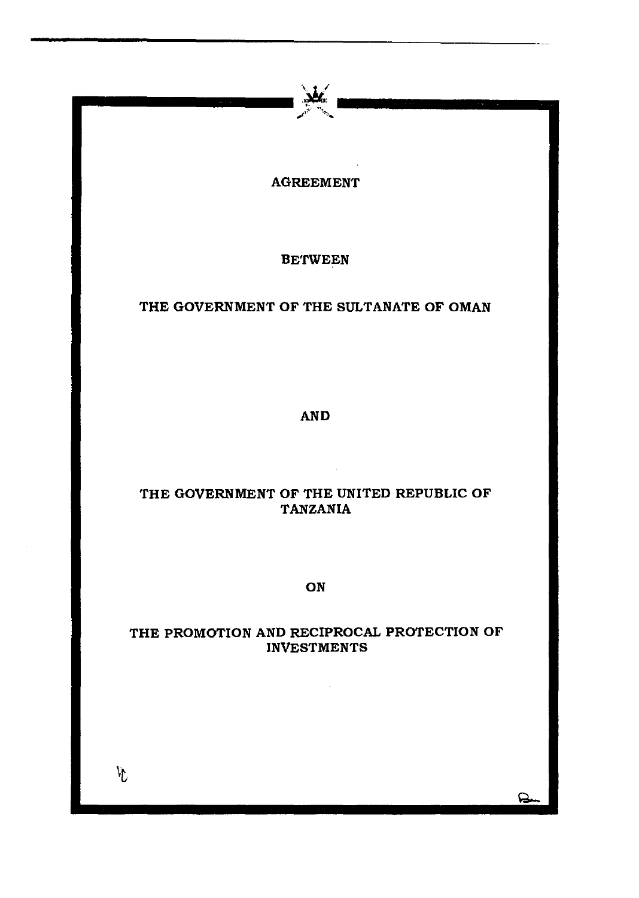# AGREEMENT

## BETWEEN

## THE GOVERNMENT OF THE SULTANATE OF OMAN

## AND

## THE GOVERNMENT OF THE UNITED REPUBLIC OF TANZANIA

## ON

## THE PROMOTION AND RECIPROCAL PROTECTION OF INVESTMENTS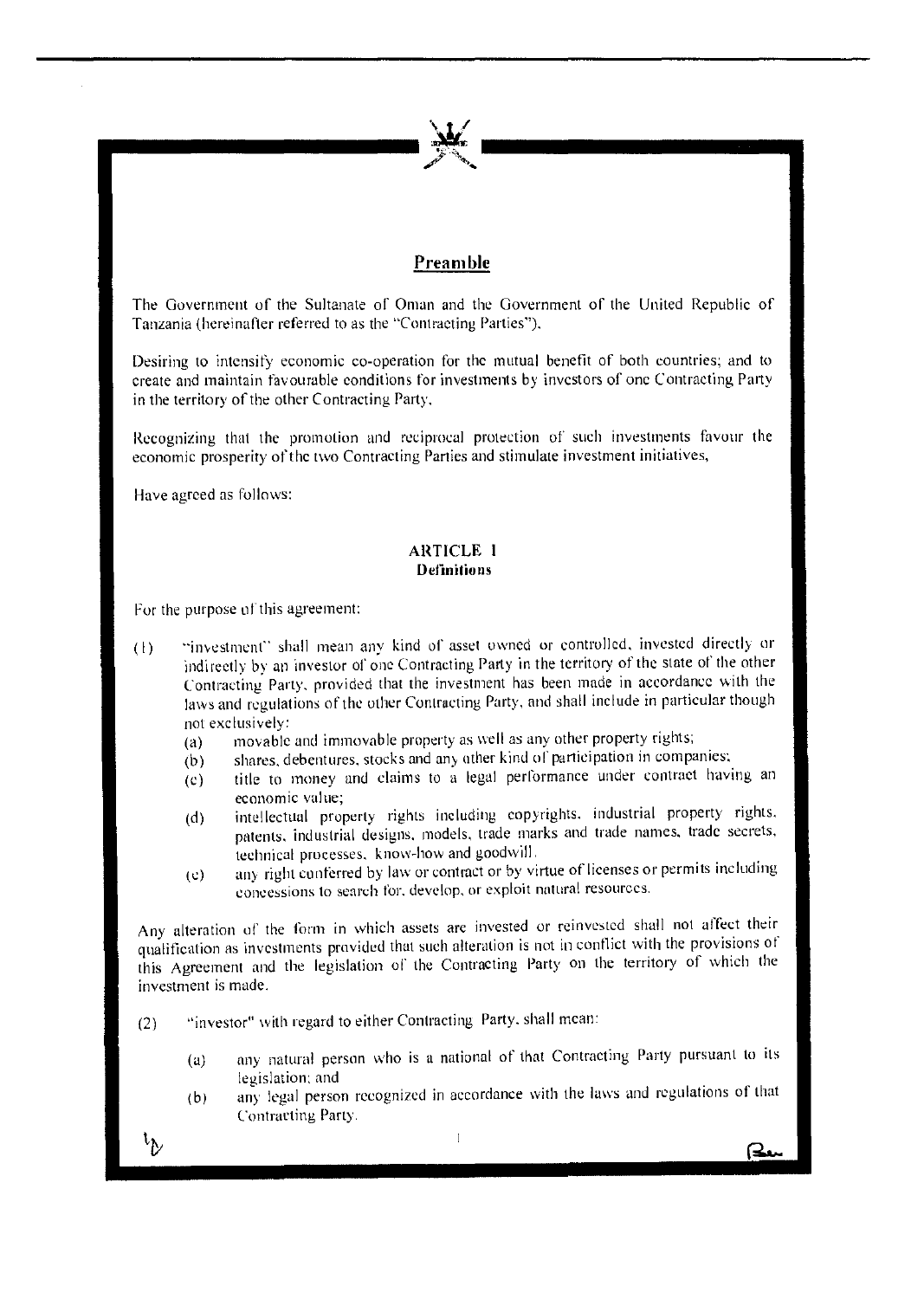## Preamble

The Government of the Sultanate of Oman and the Government of the United Republic of Tanzania (hereinafter referred to as the "Contracting Parties"),

Desiring to intensify economic co-operation for the mutual benefit of both countries; and to create and maintain favourable conditions for investments by investors of one Contracting Party in the territory of the other Contracting Party,

Recognizing that the promotion and reciprocal protection of such investments favour the economic prosperity of the two Contracting Parties and stimulate investment initiatives,

Have agreed as follows:

### ARTICLE 1
**Definitions**

For the purpose of this agreement:

(1) "investment" shall mean any kind of asset owned or controlled, invested directly or indirectly by an investor of one Contracting Party in the territory of the state of the other Contracting Party, provided that the investment has been made in accordance with the laws and regulations of the other Contracting Party, and shall include in particular though not exclusively:

- (a) movable and immovable property as well as any other property rights;
- (b) shares, debentures, stocks and any other kind of participation in companies;
- (c) title to money and claims to a legal performance under contract having an economic value;
- (d) intellectual property rights including copyrights, industrial property rights, patents, industrial designs, models, trade marks and trade names, trade secrets, technical processes, know-how and goodwill.
- (e) any right conferred by law or contract or by virtue of licenses or permits including concessions to search for, develop, or exploit natural resources.

Any alteration of the form in which assets are invested or reinvested shall not affect their qualification as investments provided that such alteration is not in conflict with the provisions of this Agreement and the legislation of the Contracting Party on the territory of which the investment is made.

(2) "investor" with regard to either Contracting Party, shall mean:

- (a) any natural person who is a national of that Contracting Party pursuant to its legislation; and
- (b) any legal person recognized in accordance with the laws and regulations of that Contracting Party.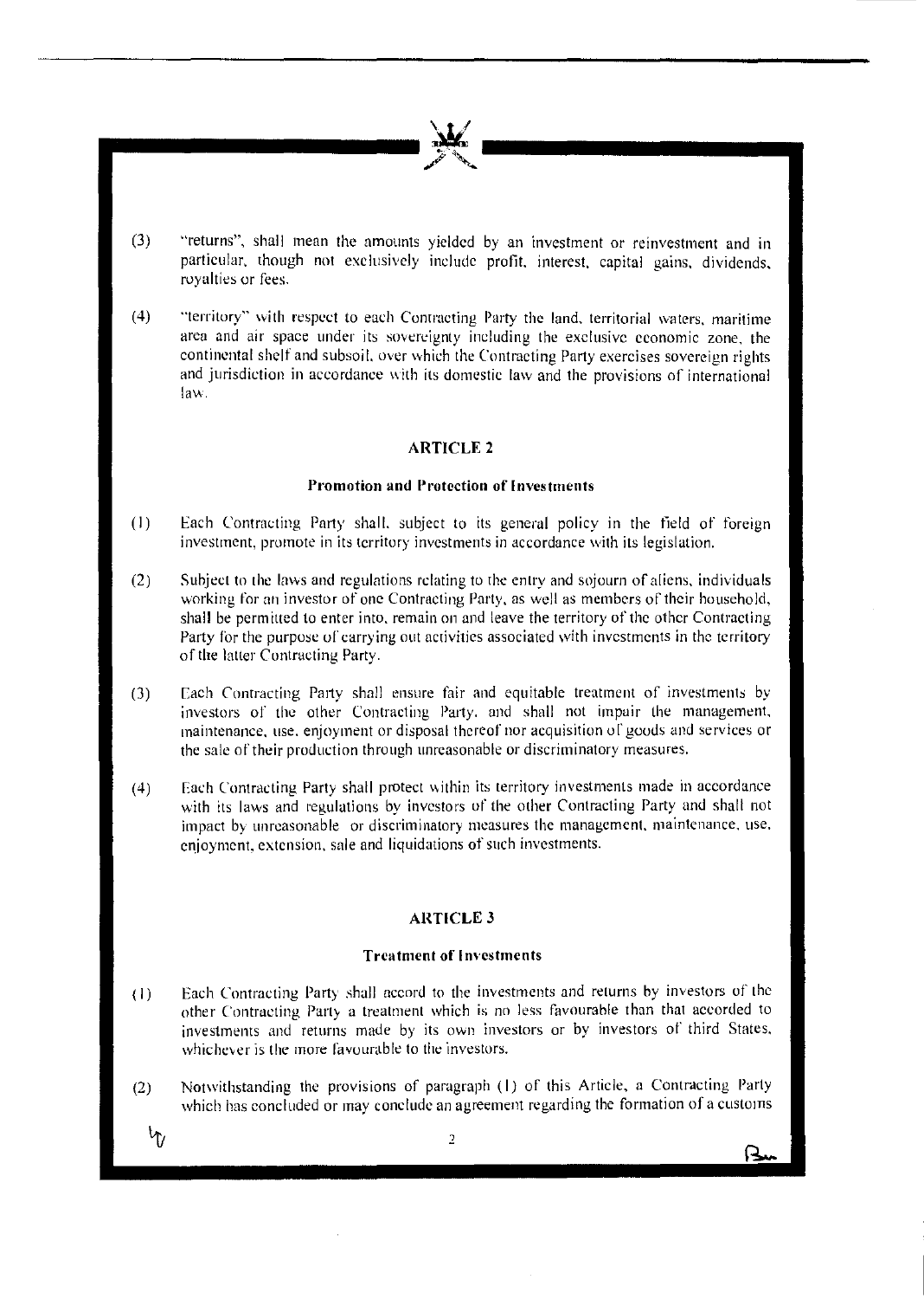(3) "returns", shall mean the amounts yielded by an investment or reinvestment and in particular, though not exclusively include profit, interest, capital gains, dividends, royalties or fees.

(4) "territory" with respect to each Contracting Party the land, territorial waters, maritime area and air space under its sovereignty including the exclusive economic zone, the continental shelf and subsoil, over which the Contracting Party exercises sovereign rights and jurisdiction in accordance with its domestic law and the provisions of international law.

## ARTICLE 2

### Promotion and Protection of Investments

(1) Each Contracting Party shall, subject to its general policy in the field of foreign investment, promote in its territory investments in accordance with its legislation.

(2) Subject to the laws and regulations relating to the entry and sojourn of aliens, individuals working for an investor of one Contracting Party, as well as members of their household, shall be permitted to enter into, remain on and leave the territory of the other Contracting Party for the purpose of carrying out activities associated with investments in the territory of the latter Contracting Party.

(3) Each Contracting Party shall ensure fair and equitable treatment of investments by investors of the other Contracting Party, and shall not impair the management, maintenance, use, enjoyment or disposal thereof nor acquisition of goods and services or the sale of their production through unreasonable or discriminatory measures.

(4) Each Contracting Party shall protect within its territory investments made in accordance with its laws and regulations by investors of the other Contracting Party and shall not impact by unreasonable or discriminatory measures the management, maintenance, use, enjoyment, extension, sale and liquidations of such investments.

## ARTICLE 3

### Treatment of Investments

(1) Each Contracting Party shall accord to the investments and returns by investors of the other Contracting Party a treatment which is no less favourable than that accorded to investments and returns made by its own investors or by investors of third States, whichever is the more favourable to the investors.

(2) Notwithstanding the provisions of paragraph (1) of this Article, a Contracting Party which has concluded or may conclude an agreement regarding the formation of a customs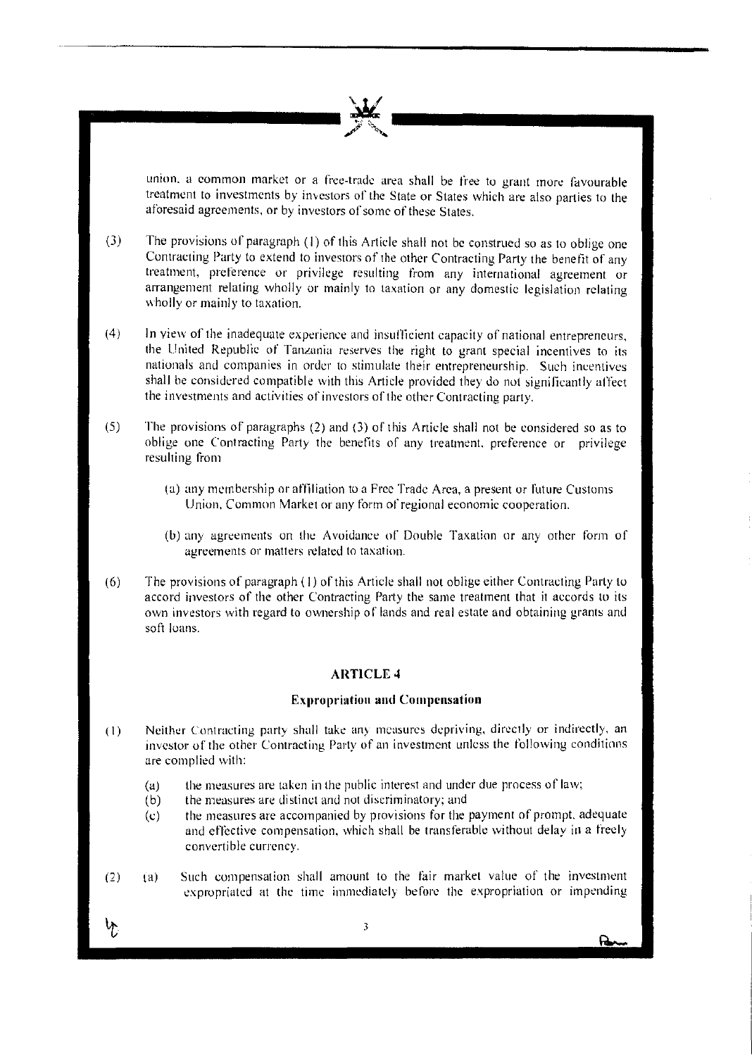union, a common market or a free-trade area shall be free to grant more favourable treatment to investments by investors of the State or States which are also parties to the aforesaid agreements, or by investors of some of these States.

(3) The provisions of paragraph (1) of this Article shall not be construed so as to oblige one Contracting Party to extend to investors of the other Contracting Party the benefit of any treatment, preference or privilege resulting from any international agreement or arrangement relating wholly or mainly to taxation or any domestic legislation relating wholly or mainly to taxation.

(4) In view of the inadequate experience and insufficient capacity of national entrepreneurs, the United Republic of Tanzania reserves the right to grant special incentives to its nationals and companies in order to stimulate their entrepreneurship. Such incentives shall be considered compatible with this Article provided they do not significantly affect the investments and activities of investors of the other Contracting party.

(5) The provisions of paragraphs (2) and (3) of this Article shall not be considered so as to oblige one Contracting Party the benefits of any treatment, preference or privilege resulting from

(a) any membership or affiliation to a Free Trade Area, a present or future Customs Union, Common Market or any form of regional economic cooperation.

(b) any agreements on the Avoidance of Double Taxation or any other form of agreements or matters related to taxation.

(6) The provisions of paragraph (1) of this Article shall not oblige either Contracting Party to accord investors of the other Contracting Party the same treatment that it accords to its own investors with regard to ownership of lands and real estate and obtaining grants and soft loans.

## ARTICLE 4

### Expropriation and Compensation

(1) Neither Contracting party shall take any measures depriving, directly or indirectly, an investor of the other Contracting Party of an investment unless the following conditions are complied with:

(a) the measures are taken in the public interest and under due process of law;
(b) the measures are distinct and not discriminatory; and
(c) the measures are accompanied by provisions for the payment of prompt, adequate and effective compensation, which shall be transferable without delay in a freely convertible currency.

(2) (a) Such compensation shall amount to the fair market value of the investment expropriated at the time immediately before the expropriation or impending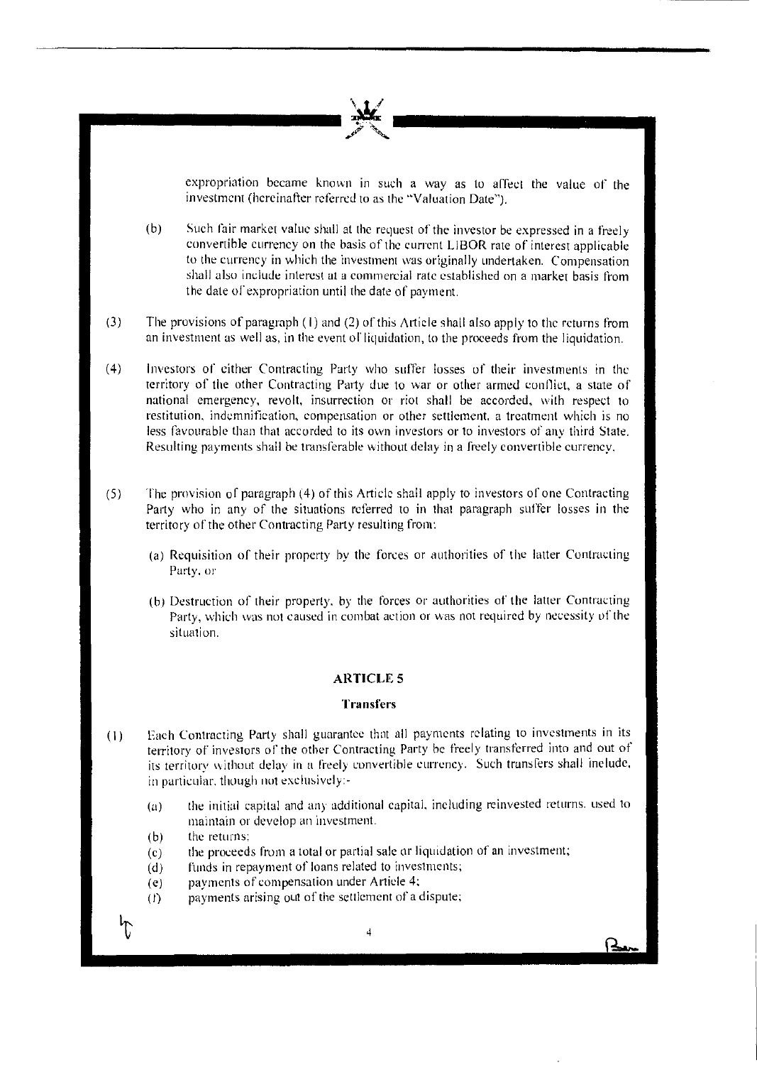expropriation became known in such a way as to affect the value of the investment (hereinafter referred to as the "Valuation Date").

(b) Such fair market value shall at the request of the investor be expressed in a freely convertible currency on the basis of the current LIBOR rate of interest applicable to the currency in which the investment was originally undertaken. Compensation shall also include interest at a commercial rate established on a market basis from the date of expropriation until the date of payment.

(3) The provisions of paragraph (1) and (2) of this Article shall also apply to the returns from an investment as well as, in the event of liquidation, to the proceeds from the liquidation.

(4) Investors of either Contracting Party who suffer losses of their investments in the territory of the other Contracting Party due to war or other armed conflict, a state of national emergency, revolt, insurrection or riot shall be accorded, with respect to restitution, indemnification, compensation or other settlement, a treatment which is no less favourable than that accorded to its own investors or to investors of any third State. Resulting payments shall be transferable without delay in a freely convertible currency.

(5) The provision of paragraph (4) of this Article shall apply to investors of one Contracting Party who in any of the situations referred to in that paragraph suffer losses in the territory of the other Contracting Party resulting from:

(a) Requisition of their property by the forces or authorities of the latter Contracting Party, or

(b) Destruction of their property, by the forces or authorities of the latter Contracting Party, which was not caused in combat action or was not required by necessity of the situation.

## ARTICLE 5

### Transfers

(1) Each Contracting Party shall guarantee that all payments relating to investments in its territory of investors of the other Contracting Party be freely transferred into and out of its territory without delay in a freely convertible currency. Such transfers shall include, in particular, though not exclusively:-

(a) the initial capital and any additional capital, including reinvested returns, used to maintain or develop an investment.
(b) the returns;
(c) the proceeds from a total or partial sale or liquidation of an investment;
(d) funds in repayment of loans related to investments;
(e) payments of compensation under Article 4;
(f) payments arising out of the settlement of a dispute;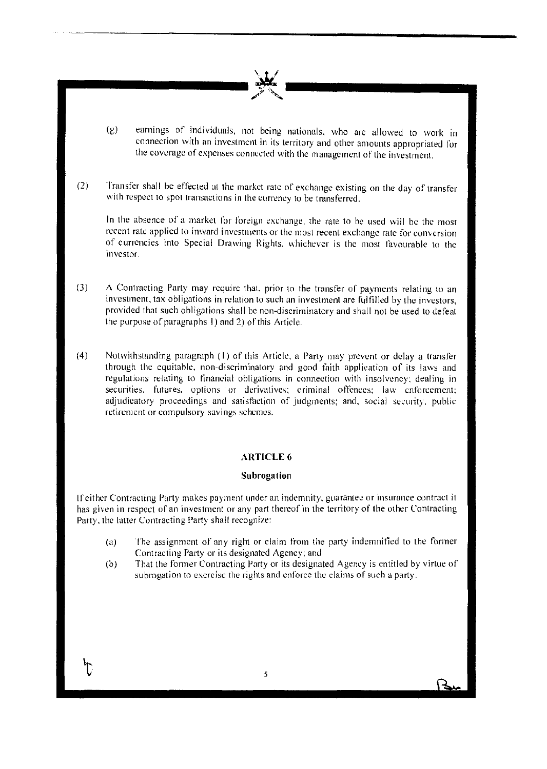(g) earnings of individuals, not being nationals, who are allowed to work in connection with an investment in its territory and other amounts appropriated for the coverage of expenses connected with the management of the investment.

(2) Transfer shall be effected at the market rate of exchange existing on the day of transfer with respect to spot transactions in the currency to be transferred.

In the absence of a market for foreign exchange, the rate to be used will be the most recent rate applied to inward investments or the most recent exchange rate for conversion of currencies into Special Drawing Rights, whichever is the most favourable to the investor.

(3) A Contracting Party may require that, prior to the transfer of payments relating to an investment, tax obligations in relation to such an investment are fulfilled by the investors, provided that such obligations shall be non-discriminatory and shall not be used to defeat the purpose of paragraphs 1) and 2) of this Article.

(4) Notwithstanding paragraph (1) of this Article, a Party may prevent or delay a transfer through the equitable, non-discriminatory and good faith application of its laws and regulations relating to financial obligations in connection with insolvency; dealing in securities, futures, options or derivatives; criminal offences; law enforcement; adjudicatory proceedings and satisfaction of judgments; and, social security, public retirement or compulsory savings schemes.

## ARTICLE 6

### Subrogation

If either Contracting Party makes payment under an indemnity, guarantee or insurance contract it has given in respect of an investment or any part thereof in the territory of the other Contracting Party, the latter Contracting Party shall recognize:

(a) The assignment of any right or claim from the party indemnified to the former Contracting Party or its designated Agency; and
(b) That the former Contracting Party or its designated Agency is entitled by virtue of subrogation to exercise the rights and enforce the claims of such a party.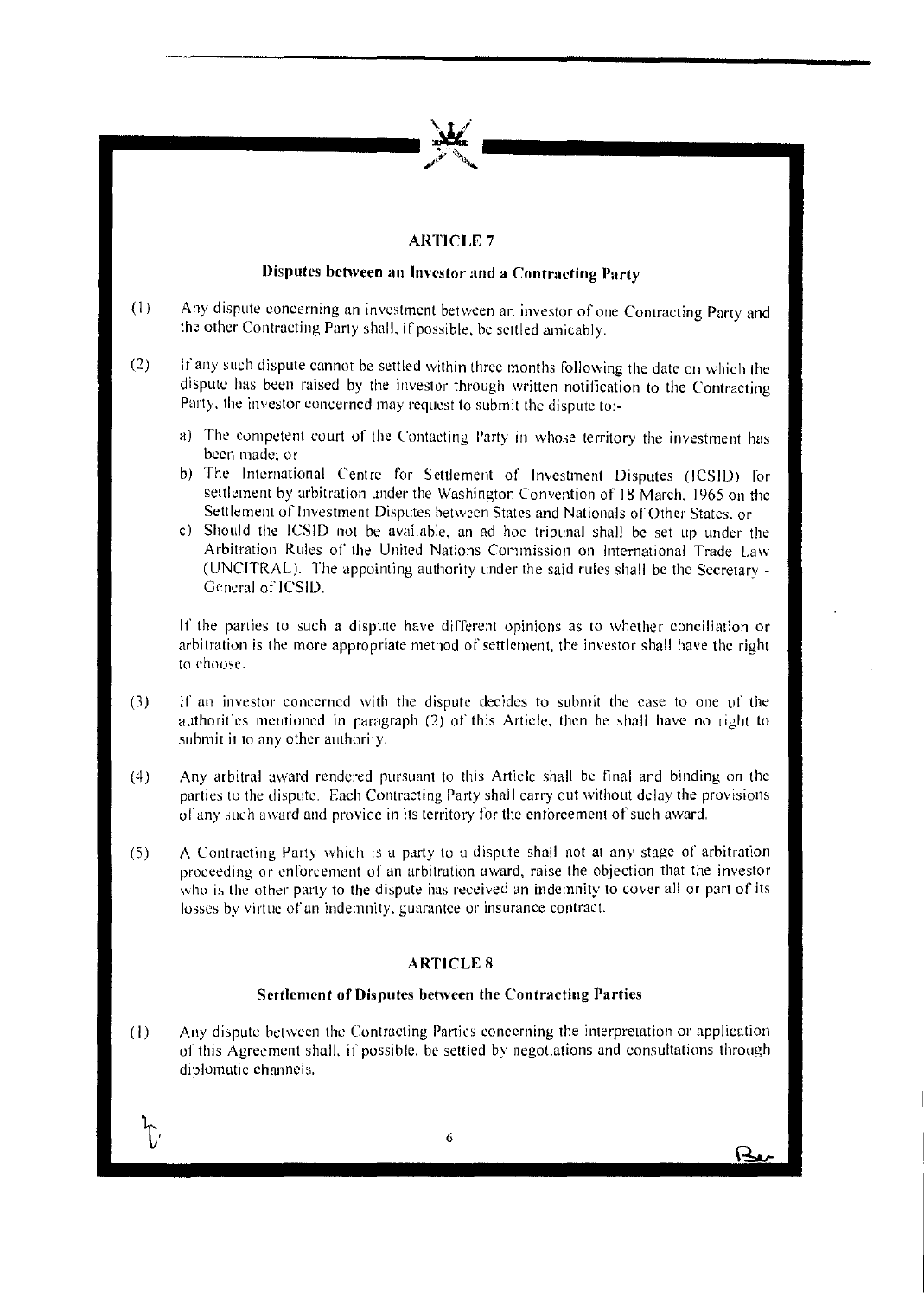## ARTICLE 7

### Disputes between an Investor and a Contracting Party

(1) Any dispute concerning an investment between an investor of one Contracting Party and the other Contracting Party shall, if possible, be settled amicably.

(2) If any such dispute cannot be settled within three months following the date on which the dispute has been raised by the investor through written notification to the Contracting Party, the investor concerned may request to submit the dispute to:-

a) The competent court of the Contacting Party in whose territory the investment has been made; or
b) The International Centre for Settlement of Investment Disputes (ICSID) for settlement by arbitration under the Washington Convention of 18 March, 1965 on the Settlement of Investment Disputes between States and Nationals of Other States, or
c) Should the ICSID not be available, an ad hoc tribunal shall be set up under the Arbitration Rules of the United Nations Commission on International Trade Law (UNCITRAL). The appointing authority under the said rules shall be the Secretary - General of ICSID.

If the parties to such a dispute have different opinions as to whether conciliation or arbitration is the more appropriate method of settlement, the investor shall have the right to choose.

(3) If an investor concerned with the dispute decides to submit the case to one of the authorities mentioned in paragraph (2) of this Article, then he shall have no right to submit it to any other authority.

(4) Any arbitral award rendered pursuant to this Article shall be final and binding on the parties to the dispute. Each Contracting Party shall carry out without delay the provisions of any such award and provide in its territory for the enforcement of such award.

(5) A Contracting Party which is a party to a dispute shall not at any stage of arbitration proceeding or enforcement of an arbitration award, raise the objection that the investor who is the other party to the dispute has received an indemnity to cover all or part of its losses by virtue of an indemnity, guarantee or insurance contract.

## ARTICLE 8

### Settlement of Disputes between the Contracting Parties

(1) Any dispute between the Contracting Parties concerning the interpretation or application of this Agreement shall, if possible, be settled by negotiations and consultations through diplomatic channels.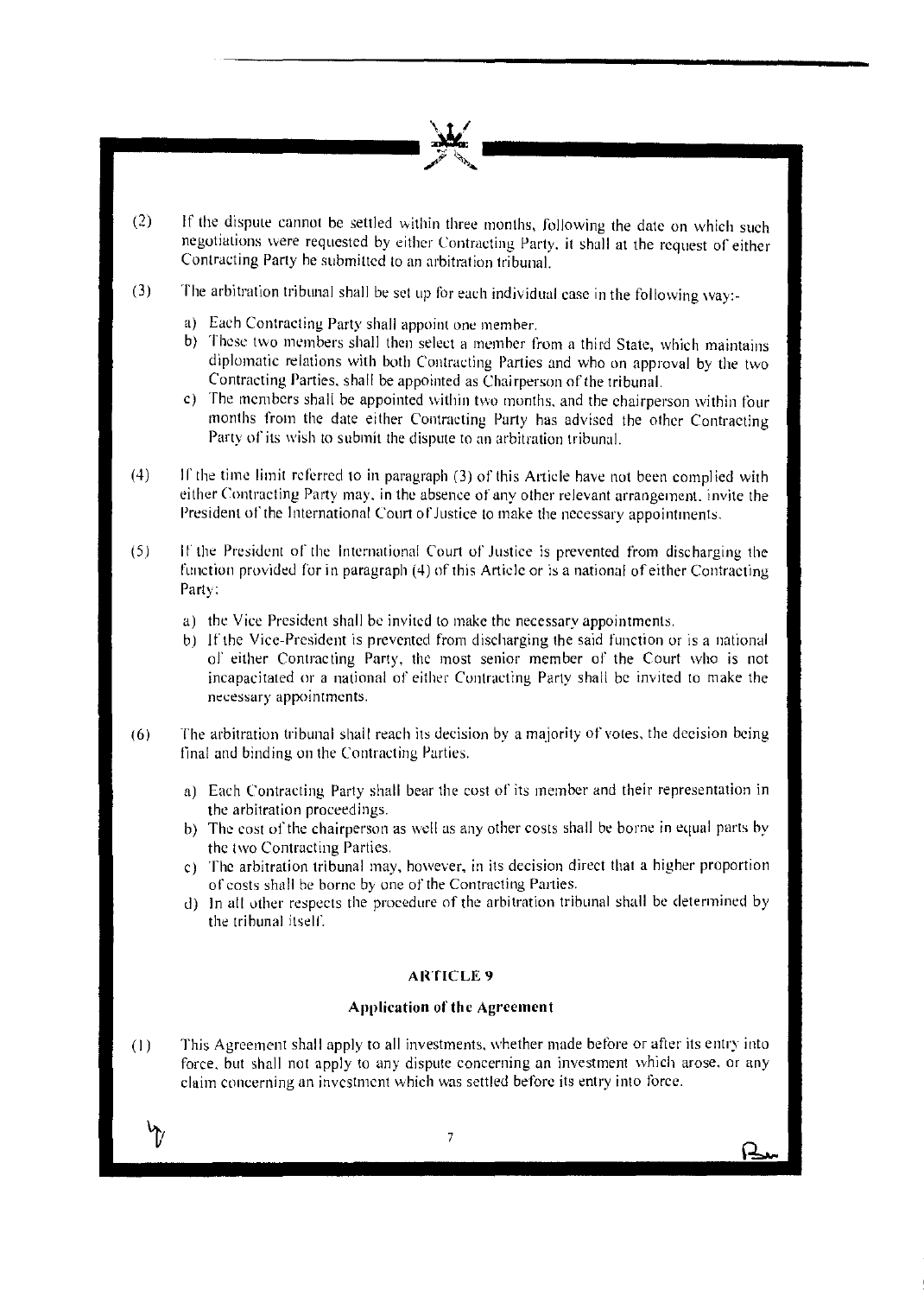(2) If the dispute cannot be settled within three months, following the date on which such negotiations were requested by either Contracting Party, it shall at the request of either Contracting Party be submitted to an arbitration tribunal.

(3) The arbitration tribunal shall be set up for each individual case in the following way:-

a) Each Contracting Party shall appoint one member.
b) These two members shall then select a member from a third State, which maintains diplomatic relations with both Contracting Parties and who on approval by the two Contracting Parties, shall be appointed as Chairperson of the tribunal.
c) The members shall be appointed within two months, and the chairperson within four months from the date either Contracting Party has advised the other Contracting Party of its wish to submit the dispute to an arbitration tribunal.

(4) If the time limit referred to in paragraph (3) of this Article have not been complied with either Contracting Party may, in the absence of any other relevant arrangement, invite the President of the International Court of Justice to make the necessary appointments.

(5) If the President of the International Court of Justice is prevented from discharging the function provided for in paragraph (4) of this Article or is a national of either Contracting Party:

a) the Vice President shall be invited to make the necessary appointments.
b) If the Vice-President is prevented from discharging the said function or is a national of either Contracting Party, the most senior member of the Court who is not incapacitated or a national of either Contracting Party shall be invited to make the necessary appointments.

(6) The arbitration tribunal shall reach its decision by a majority of votes, the decision being final and binding on the Contracting Parties.

a) Each Contracting Party shall bear the cost of its member and their representation in the arbitration proceedings.
b) The cost of the chairperson as well as any other costs shall be borne in equal parts by the two Contracting Parties.
c) The arbitration tribunal may, however, in its decision direct that a higher proportion of costs shall be borne by one of the Contracting Parties.
d) In all other respects the procedure of the arbitration tribunal shall be determined by the tribunal itself.

## ARTICLE 9

### Application of the Agreement

(1) This Agreement shall apply to all investments, whether made before or after its entry into force, but shall not apply to any dispute concerning an investment which arose, or any claim concerning an investment which was settled before its entry into force.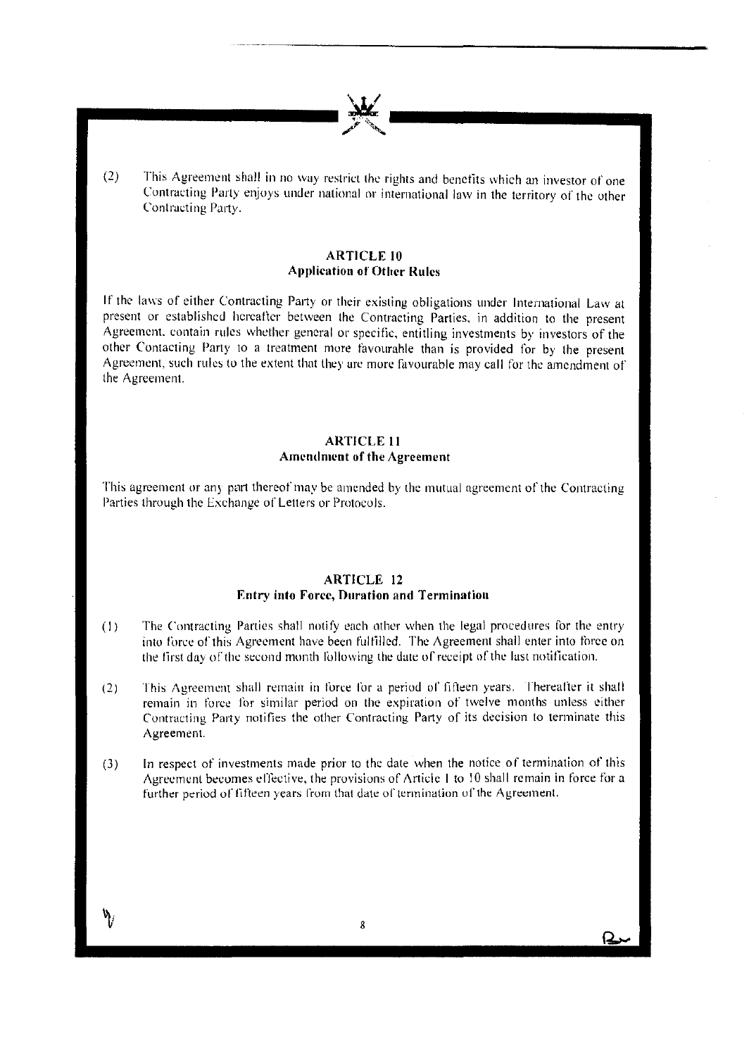(2) This Agreement shall in no way restrict the rights and benefits which an investor of one Contracting Party enjoys under national or international law in the territory of the other Contracting Party.

## ARTICLE 10
## Application of Other Rules

If the laws of either Contracting Party or their existing obligations under International Law at present or established hereafter between the Contracting Parties, in addition to the present Agreement, contain rules whether general or specific, entitling investments by investors of the other Contacting Party to a treatment more favourable than is provided for by the present Agreement, such rules to the extent that they are more favourable may call for the amendment of the Agreement.

## ARTICLE 11
## Amendment of the Agreement

This agreement or any part thereof may be amended by the mutual agreement of the Contracting Parties through the Exchange of Letters or Protocols.

## ARTICLE 12
## Entry into Force, Duration and Termination

(1) The Contracting Parties shall notify each other when the legal procedures for the entry into force of this Agreement have been fulfilled. The Agreement shall enter into force on the first day of the second month following the date of receipt of the last notification.

(2) This Agreement shall remain in force for a period of fifteen years. Thereafter it shall remain in force for similar period on the expiration of twelve months unless either Contracting Party notifies the other Contracting Party of its decision to terminate this Agreement.

(3) In respect of investments made prior to the date when the notice of termination of this Agreement becomes effective, the provisions of Article 1 to 10 shall remain in force for a further period of fifteen years from that date of termination of the Agreement.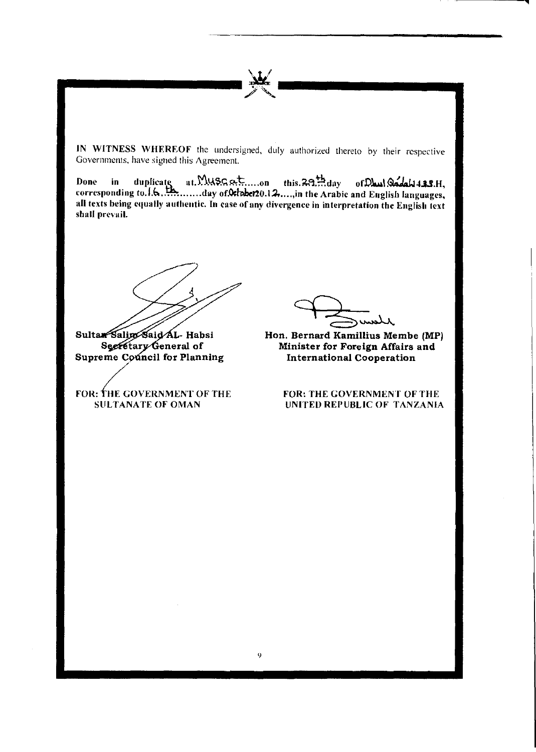**IN WITNESS WHEREOF** the undersigned, duly authorized thereto by their respective Governments, have signed this Agreement.

**Done in duplicate at Muscat.....on this 29th day of Dhul Qadah 1433 H, corresponding to 16th........day of October 2012....,in the Arabic and English languages, all texts being equally authentic. In case of any divergence in interpretation the English text shall prevail.**

**Sultan Salim Said AL- Habsi**
**Secretary General of**
**Supreme Council for Planning**

**FOR: THE GOVERNMENT OF THE SULTANATE OF OMAN**

**Hon. Bernard Kamillius Membe (MP)**
**Minister for Foreign Affairs and International Cooperation**

**FOR: THE GOVERNMENT OF THE UNITED REPUBLIC OF TANZANIA**